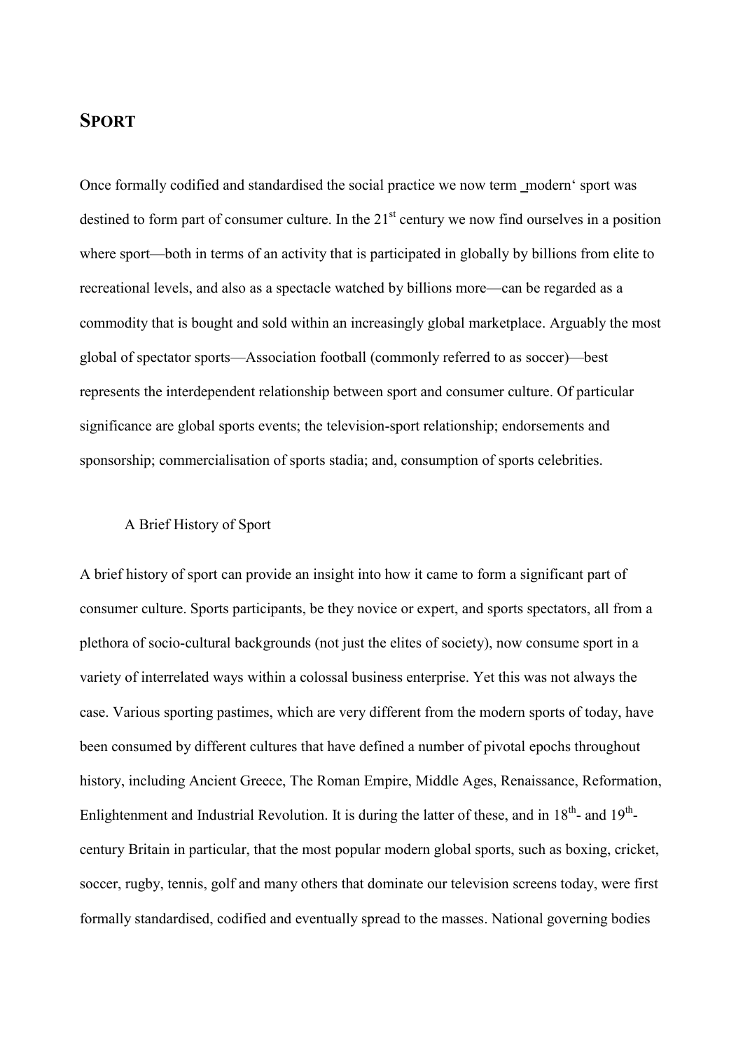# SPORT

Once formally codified and standardised the social practice we now term ‗modern' sport was destined to form part of consumer culture. In the 21$^{st}$ century we now find ourselves in a position where sport—both in terms of an activity that is participated in globally by billions from elite to recreational levels, and also as a spectacle watched by billions more—can be regarded as a commodity that is bought and sold within an increasingly global marketplace. Arguably the most global of spectator sports—Association football (commonly referred to as soccer)—best represents the interdependent relationship between sport and consumer culture. Of particular significance are global sports events; the television-sport relationship; endorsements and sponsorship; commercialisation of sports stadia; and, consumption of sports celebrities.

## A Brief History of Sport

A brief history of sport can provide an insight into how it came to form a significant part of consumer culture. Sports participants, be they novice or expert, and sports spectators, all from a plethora of socio-cultural backgrounds (not just the elites of society), now consume sport in a variety of interrelated ways within a colossal business enterprise. Yet this was not always the case. Various sporting pastimes, which are very different from the modern sports of today, have been consumed by different cultures that have defined a number of pivotal epochs throughout history, including Ancient Greece, The Roman Empire, Middle Ages, Renaissance, Reformation, Enlightenment and Industrial Revolution. It is during the latter of these, and in 18$^{th}$- and 19$^{th}$-century Britain in particular, that the most popular modern global sports, such as boxing, cricket, soccer, rugby, tennis, golf and many others that dominate our television screens today, were first formally standardised, codified and eventually spread to the masses. National governing bodies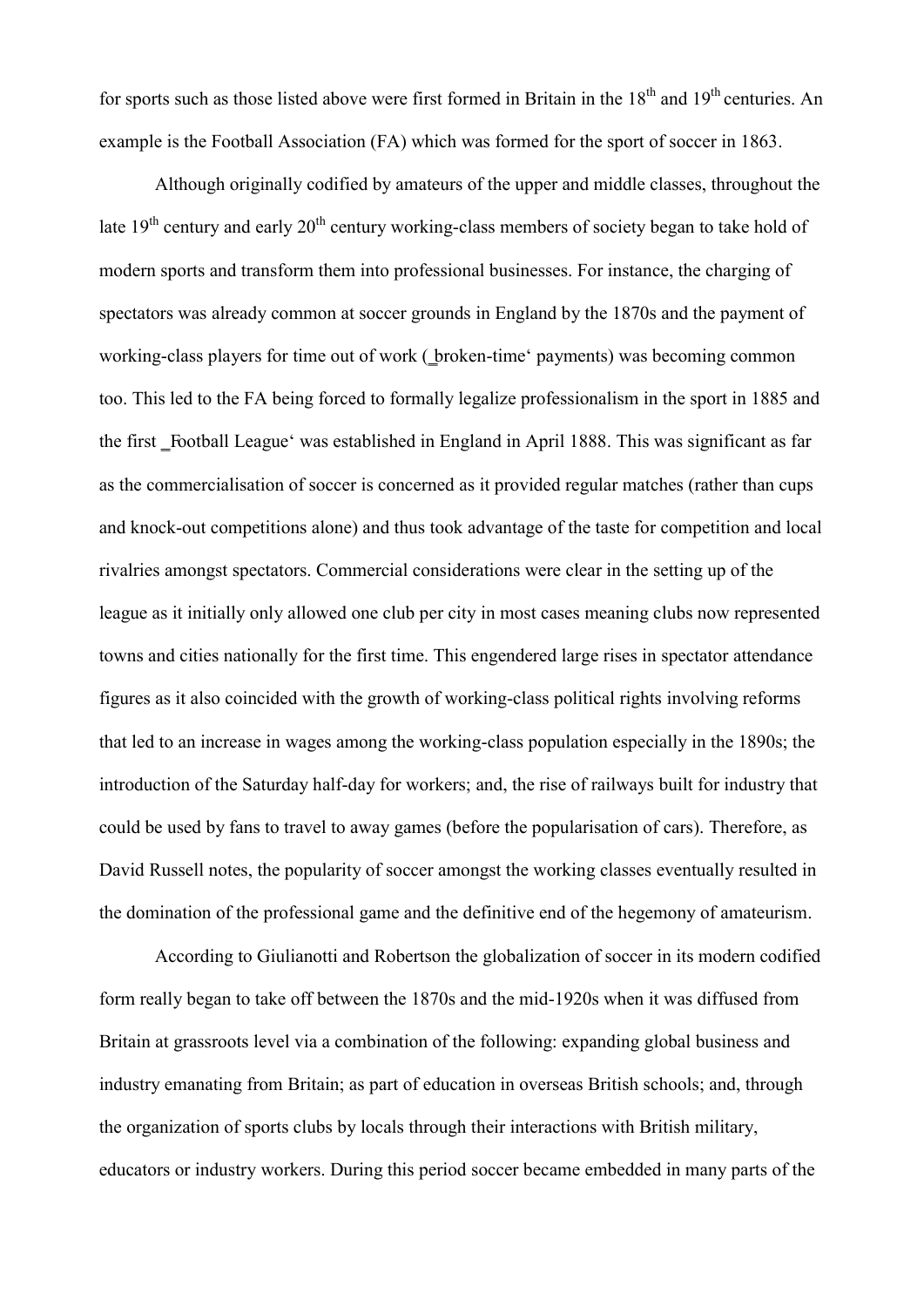for sports such as those listed above were first formed in Britain in the 18th and 19th centuries. An example is the Football Association (FA) which was formed for the sport of soccer in 1863.

Although originally codified by amateurs of the upper and middle classes, throughout the late 19th century and early 20th century working-class members of society began to take hold of modern sports and transform them into professional businesses. For instance, the charging of spectators was already common at soccer grounds in England by the 1870s and the payment of working-class players for time out of work (‗broken-time' payments) was becoming common too. This led to the FA being forced to formally legalize professionalism in the sport in 1885 and the first ‗Football League' was established in England in April 1888. This was significant as far as the commercialisation of soccer is concerned as it provided regular matches (rather than cups and knock-out competitions alone) and thus took advantage of the taste for competition and local rivalries amongst spectators. Commercial considerations were clear in the setting up of the league as it initially only allowed one club per city in most cases meaning clubs now represented towns and cities nationally for the first time. This engendered large rises in spectator attendance figures as it also coincided with the growth of working-class political rights involving reforms that led to an increase in wages among the working-class population especially in the 1890s; the introduction of the Saturday half-day for workers; and, the rise of railways built for industry that could be used by fans to travel to away games (before the popularisation of cars). Therefore, as David Russell notes, the popularity of soccer amongst the working classes eventually resulted in the domination of the professional game and the definitive end of the hegemony of amateurism.

According to Giulianotti and Robertson the globalization of soccer in its modern codified form really began to take off between the 1870s and the mid-1920s when it was diffused from Britain at grassroots level via a combination of the following: expanding global business and industry emanating from Britain; as part of education in overseas British schools; and, through the organization of sports clubs by locals through their interactions with British military, educators or industry workers. During this period soccer became embedded in many parts of the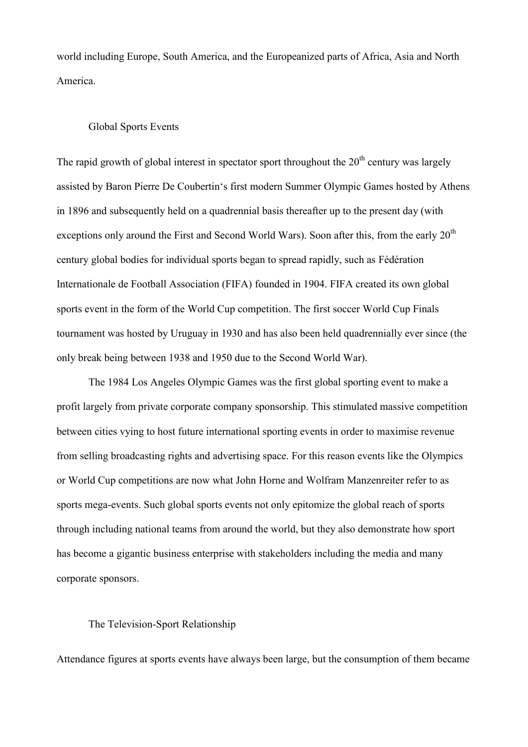world including Europe, South America, and the Europeanized parts of Africa, Asia and North America.

## Global Sports Events

The rapid growth of global interest in spectator sport throughout the 20th century was largely assisted by Baron Pierre De Coubertin's first modern Summer Olympic Games hosted by Athens in 1896 and subsequently held on a quadrennial basis thereafter up to the present day (with exceptions only around the First and Second World Wars). Soon after this, from the early 20th century global bodies for individual sports began to spread rapidly, such as Fédération Internationale de Football Association (FIFA) founded in 1904. FIFA created its own global sports event in the form of the World Cup competition. The first soccer World Cup Finals tournament was hosted by Uruguay in 1930 and has also been held quadrennially ever since (the only break being between 1938 and 1950 due to the Second World War).

The 1984 Los Angeles Olympic Games was the first global sporting event to make a profit largely from private corporate company sponsorship. This stimulated massive competition between cities vying to host future international sporting events in order to maximise revenue from selling broadcasting rights and advertising space. For this reason events like the Olympics or World Cup competitions are now what John Horne and Wolfram Manzenreiter refer to as sports mega-events. Such global sports events not only epitomize the global reach of sports through including national teams from around the world, but they also demonstrate how sport has become a gigantic business enterprise with stakeholders including the media and many corporate sponsors.

## The Television-Sport Relationship

Attendance figures at sports events have always been large, but the consumption of them became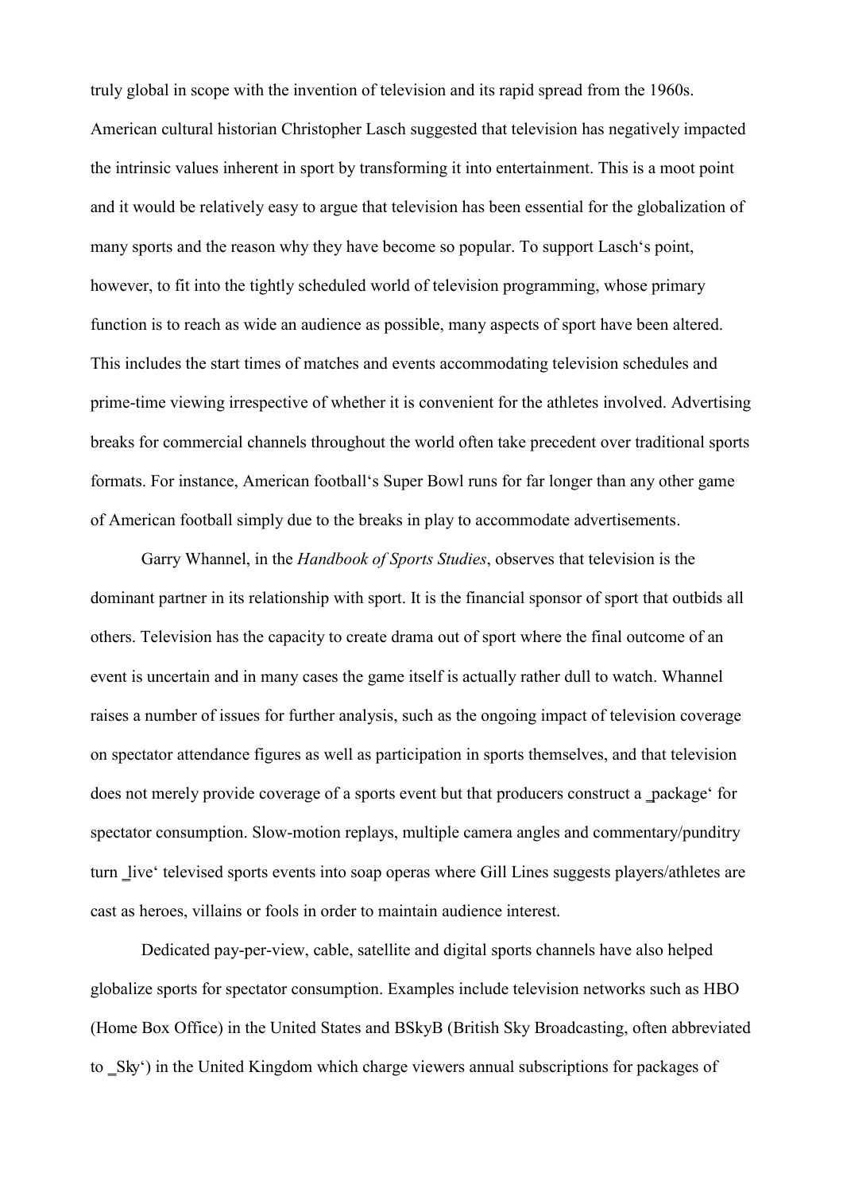truly global in scope with the invention of television and its rapid spread from the 1960s. American cultural historian Christopher Lasch suggested that television has negatively impacted the intrinsic values inherent in sport by transforming it into entertainment. This is a moot point and it would be relatively easy to argue that television has been essential for the globalization of many sports and the reason why they have become so popular. To support Lasch‘s point, however, to fit into the tightly scheduled world of television programming, whose primary function is to reach as wide an audience as possible, many aspects of sport have been altered. This includes the start times of matches and events accommodating television schedules and prime-time viewing irrespective of whether it is convenient for the athletes involved. Advertising breaks for commercial channels throughout the world often take precedent over traditional sports formats. For instance, American football‘s Super Bowl runs for far longer than any other game of American football simply due to the breaks in play to accommodate advertisements.

Garry Whannel, in the *Handbook of Sports Studies*, observes that television is the dominant partner in its relationship with sport. It is the financial sponsor of sport that outbids all others. Television has the capacity to create drama out of sport where the final outcome of an event is uncertain and in many cases the game itself is actually rather dull to watch. Whannel raises a number of issues for further analysis, such as the ongoing impact of television coverage on spectator attendance figures as well as participation in sports themselves, and that television does not merely provide coverage of a sports event but that producers construct a ‗package' for spectator consumption. Slow-motion replays, multiple camera angles and commentary/punditry turn ‗live' televised sports events into soap operas where Gill Lines suggests players/athletes are cast as heroes, villains or fools in order to maintain audience interest.

Dedicated pay-per-view, cable, satellite and digital sports channels have also helped globalize sports for spectator consumption. Examples include television networks such as HBO (Home Box Office) in the United States and BSkyB (British Sky Broadcasting, often abbreviated to ‗Sky') in the United Kingdom which charge viewers annual subscriptions for packages of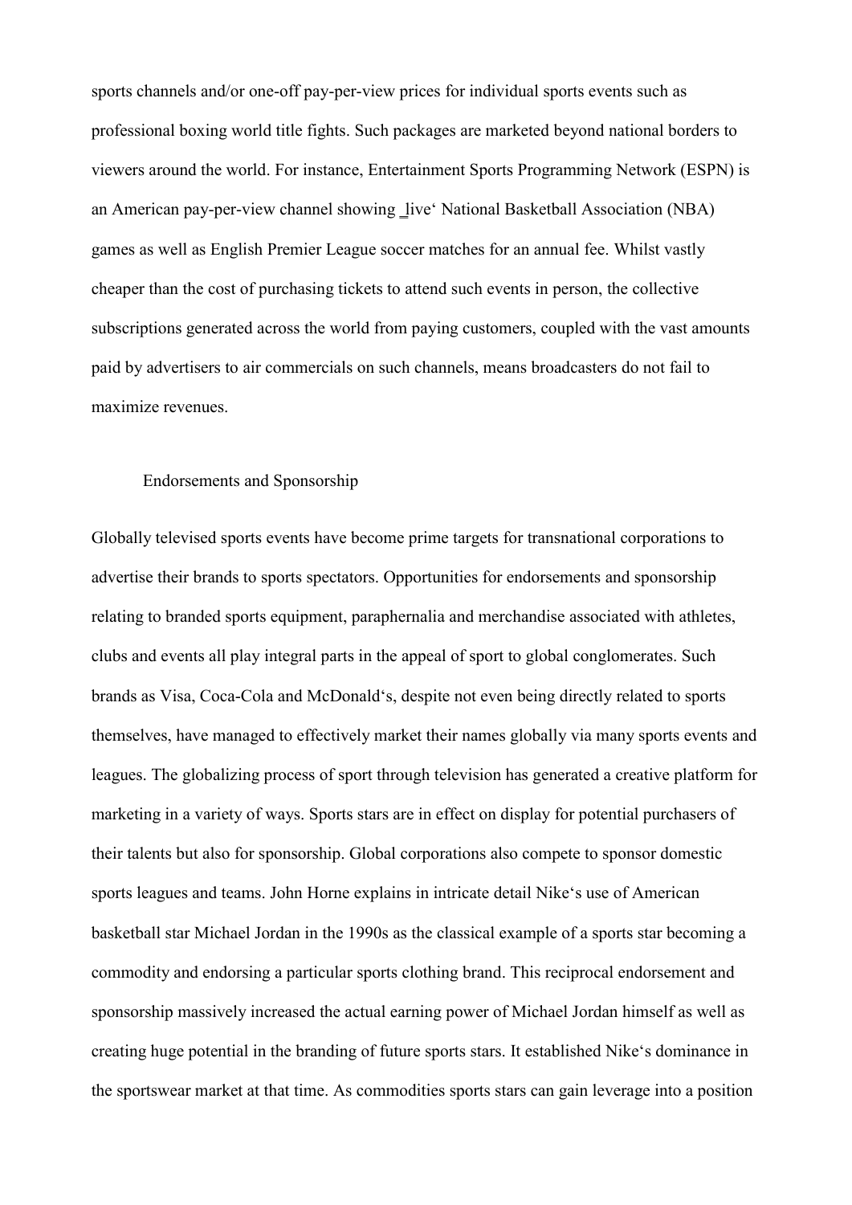sports channels and/or one-off pay-per-view prices for individual sports events such as professional boxing world title fights. Such packages are marketed beyond national borders to viewers around the world. For instance, Entertainment Sports Programming Network (ESPN) is an American pay-per-view channel showing ‗live' National Basketball Association (NBA) games as well as English Premier League soccer matches for an annual fee. Whilst vastly cheaper than the cost of purchasing tickets to attend such events in person, the collective subscriptions generated across the world from paying customers, coupled with the vast amounts paid by advertisers to air commercials on such channels, means broadcasters do not fail to maximize revenues.

## Endorsements and Sponsorship

Globally televised sports events have become prime targets for transnational corporations to advertise their brands to sports spectators. Opportunities for endorsements and sponsorship relating to branded sports equipment, paraphernalia and merchandise associated with athletes, clubs and events all play integral parts in the appeal of sport to global conglomerates. Such brands as Visa, Coca-Cola and McDonald's, despite not even being directly related to sports themselves, have managed to effectively market their names globally via many sports events and leagues. The globalizing process of sport through television has generated a creative platform for marketing in a variety of ways. Sports stars are in effect on display for potential purchasers of their talents but also for sponsorship. Global corporations also compete to sponsor domestic sports leagues and teams. John Horne explains in intricate detail Nike's use of American basketball star Michael Jordan in the 1990s as the classical example of a sports star becoming a commodity and endorsing a particular sports clothing brand. This reciprocal endorsement and sponsorship massively increased the actual earning power of Michael Jordan himself as well as creating huge potential in the branding of future sports stars. It established Nike's dominance in the sportswear market at that time. As commodities sports stars can gain leverage into a position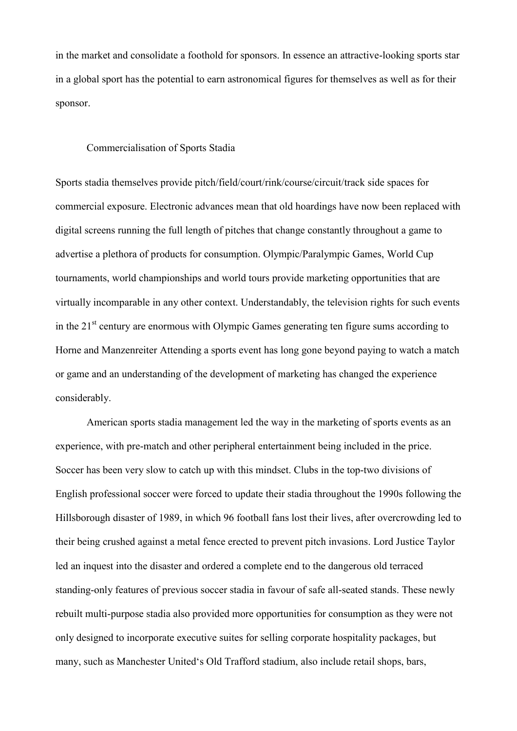in the market and consolidate a foothold for sponsors. In essence an attractive-looking sports star in a global sport has the potential to earn astronomical figures for themselves as well as for their sponsor.

## Commercialisation of Sports Stadia

Sports stadia themselves provide pitch/field/court/rink/course/circuit/track side spaces for commercial exposure. Electronic advances mean that old hoardings have now been replaced with digital screens running the full length of pitches that change constantly throughout a game to advertise a plethora of products for consumption. Olympic/Paralympic Games, World Cup tournaments, world championships and world tours provide marketing opportunities that are virtually incomparable in any other context. Understandably, the television rights for such events in the 21st century are enormous with Olympic Games generating ten figure sums according to Horne and Manzenreiter Attending a sports event has long gone beyond paying to watch a match or game and an understanding of the development of marketing has changed the experience considerably.

American sports stadia management led the way in the marketing of sports events as an experience, with pre-match and other peripheral entertainment being included in the price. Soccer has been very slow to catch up with this mindset. Clubs in the top-two divisions of English professional soccer were forced to update their stadia throughout the 1990s following the Hillsborough disaster of 1989, in which 96 football fans lost their lives, after overcrowding led to their being crushed against a metal fence erected to prevent pitch invasions. Lord Justice Taylor led an inquest into the disaster and ordered a complete end to the dangerous old terraced standing-only features of previous soccer stadia in favour of safe all-seated stands. These newly rebuilt multi-purpose stadia also provided more opportunities for consumption as they were not only designed to incorporate executive suites for selling corporate hospitality packages, but many, such as Manchester United's Old Trafford stadium, also include retail shops, bars,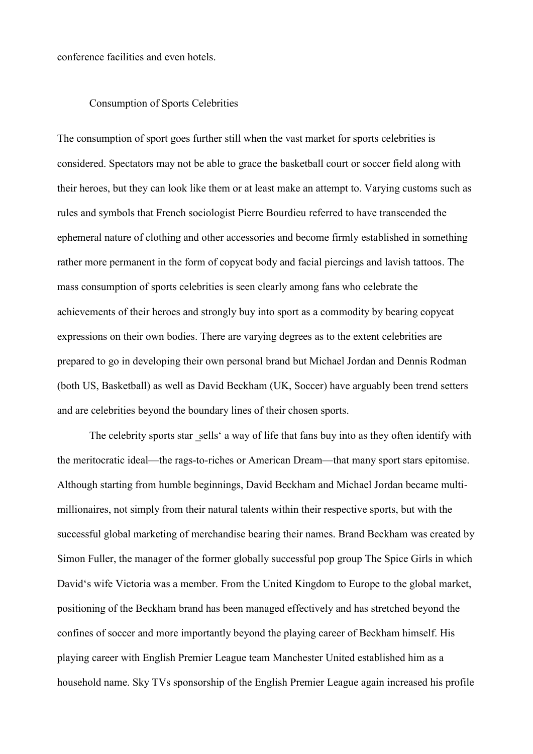conference facilities and even hotels.

## Consumption of Sports Celebrities

The consumption of sport goes further still when the vast market for sports celebrities is considered. Spectators may not be able to grace the basketball court or soccer field along with their heroes, but they can look like them or at least make an attempt to. Varying customs such as rules and symbols that French sociologist Pierre Bourdieu referred to have transcended the ephemeral nature of clothing and other accessories and become firmly established in something rather more permanent in the form of copycat body and facial piercings and lavish tattoos. The mass consumption of sports celebrities is seen clearly among fans who celebrate the achievements of their heroes and strongly buy into sport as a commodity by bearing copycat expressions on their own bodies. There are varying degrees as to the extent celebrities are prepared to go in developing their own personal brand but Michael Jordan and Dennis Rodman (both US, Basketball) as well as David Beckham (UK, Soccer) have arguably been trend setters and are celebrities beyond the boundary lines of their chosen sports.

The celebrity sports star ‗sells' a way of life that fans buy into as they often identify with the meritocratic ideal—the rags-to-riches or American Dream—that many sport stars epitomise. Although starting from humble beginnings, David Beckham and Michael Jordan became multi-millionaires, not simply from their natural talents within their respective sports, but with the successful global marketing of merchandise bearing their names. Brand Beckham was created by Simon Fuller, the manager of the former globally successful pop group The Spice Girls in which David's wife Victoria was a member. From the United Kingdom to Europe to the global market, positioning of the Beckham brand has been managed effectively and has stretched beyond the confines of soccer and more importantly beyond the playing career of Beckham himself. His playing career with English Premier League team Manchester United established him as a household name. Sky TVs sponsorship of the English Premier League again increased his profile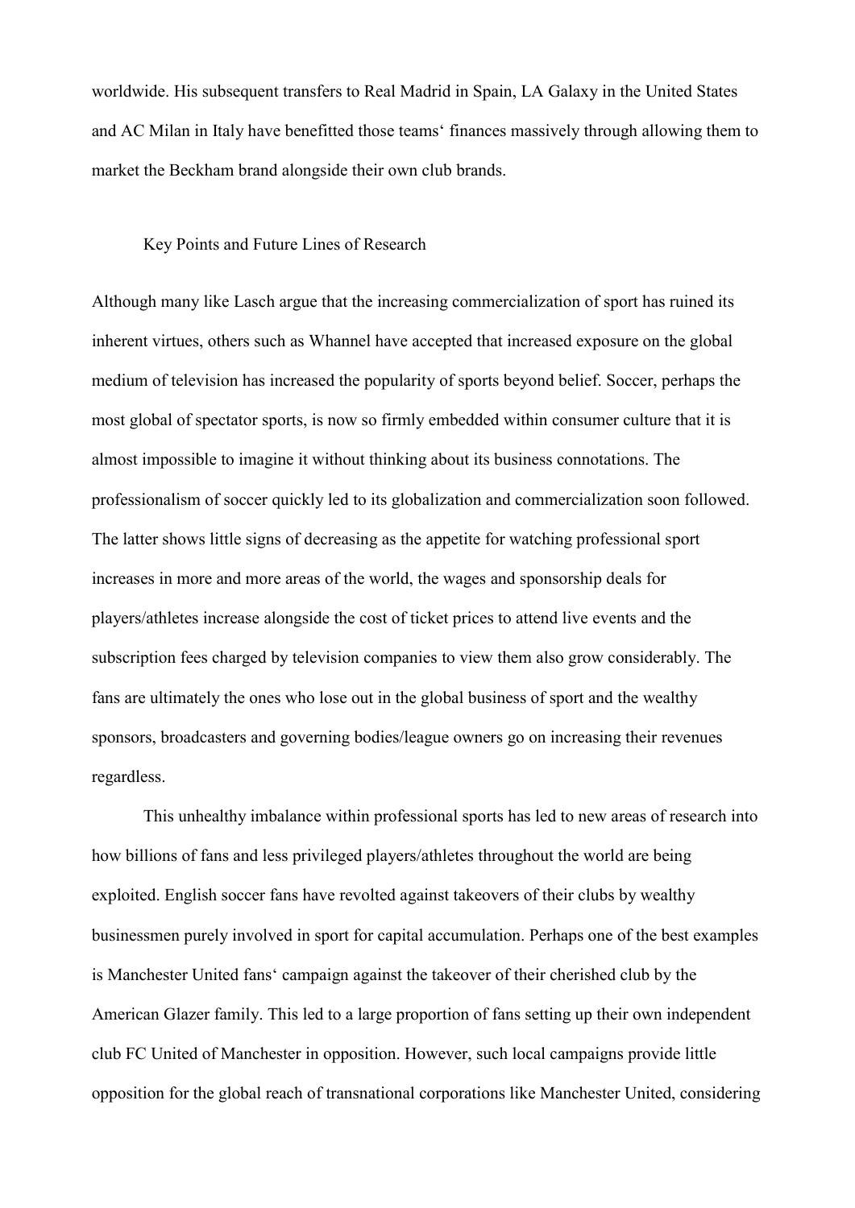worldwide. His subsequent transfers to Real Madrid in Spain, LA Galaxy in the United States and AC Milan in Italy have benefitted those teams' finances massively through allowing them to market the Beckham brand alongside their own club brands.

## Key Points and Future Lines of Research

Although many like Lasch argue that the increasing commercialization of sport has ruined its inherent virtues, others such as Whannel have accepted that increased exposure on the global medium of television has increased the popularity of sports beyond belief. Soccer, perhaps the most global of spectator sports, is now so firmly embedded within consumer culture that it is almost impossible to imagine it without thinking about its business connotations. The professionalism of soccer quickly led to its globalization and commercialization soon followed. The latter shows little signs of decreasing as the appetite for watching professional sport increases in more and more areas of the world, the wages and sponsorship deals for players/athletes increase alongside the cost of ticket prices to attend live events and the subscription fees charged by television companies to view them also grow considerably. The fans are ultimately the ones who lose out in the global business of sport and the wealthy sponsors, broadcasters and governing bodies/league owners go on increasing their revenues regardless.

This unhealthy imbalance within professional sports has led to new areas of research into how billions of fans and less privileged players/athletes throughout the world are being exploited. English soccer fans have revolted against takeovers of their clubs by wealthy businessmen purely involved in sport for capital accumulation. Perhaps one of the best examples is Manchester United fans' campaign against the takeover of their cherished club by the American Glazer family. This led to a large proportion of fans setting up their own independent club FC United of Manchester in opposition. However, such local campaigns provide little opposition for the global reach of transnational corporations like Manchester United, considering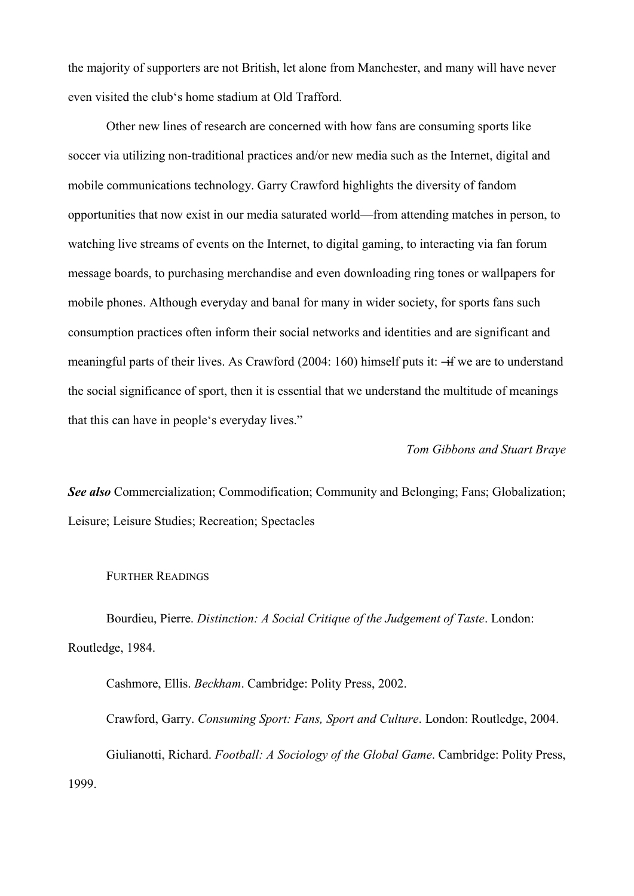the majority of supporters are not British, let alone from Manchester, and many will have never even visited the club's home stadium at Old Trafford.

Other new lines of research are concerned with how fans are consuming sports like soccer via utilizing non-traditional practices and/or new media such as the Internet, digital and mobile communications technology. Garry Crawford highlights the diversity of fandom opportunities that now exist in our media saturated world—from attending matches in person, to watching live streams of events on the Internet, to digital gaming, to interacting via fan forum message boards, to purchasing merchandise and even downloading ring tones or wallpapers for mobile phones. Although everyday and banal for many in wider society, for sports fans such consumption practices often inform their social networks and identities and are significant and meaningful parts of their lives. As Crawford (2004: 160) himself puts it: "if we are to understand the social significance of sport, then it is essential that we understand the multitude of meanings that this can have in people's everyday lives."

*Tom Gibbons and Stuart Braye*

***See also*** Commercialization; Commodification; Community and Belonging; Fans; Globalization; Leisure; Leisure Studies; Recreation; Spectacles

FURTHER READINGS

Bourdieu, Pierre. *Distinction: A Social Critique of the Judgement of Taste*. London: Routledge, 1984.

Cashmore, Ellis. *Beckham*. Cambridge: Polity Press, 2002.

Crawford, Garry. *Consuming Sport: Fans, Sport and Culture*. London: Routledge, 2004.

Giulianotti, Richard. *Football: A Sociology of the Global Game*. Cambridge: Polity Press, 1999.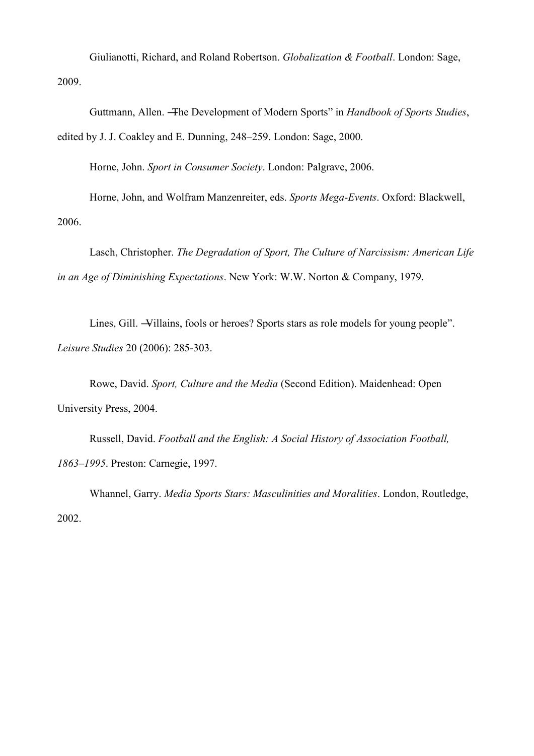Giulianotti, Richard, and Roland Robertson. *Globalization & Football*. London: Sage, 2009.

Guttmann, Allen. ―The Development of Modern Sports" in *Handbook of Sports Studies*, edited by J. J. Coakley and E. Dunning, 248–259. London: Sage, 2000.

Horne, John. *Sport in Consumer Society*. London: Palgrave, 2006.

Horne, John, and Wolfram Manzenreiter, eds. *Sports Mega-Events*. Oxford: Blackwell, 2006.

Lasch, Christopher. *The Degradation of Sport, The Culture of Narcissism: American Life in an Age of Diminishing Expectations*. New York: W.W. Norton & Company, 1979.

Lines, Gill. ―Villains, fools or heroes? Sports stars as role models for young people". *Leisure Studies* 20 (2006): 285-303.

Rowe, David. *Sport, Culture and the Media* (Second Edition). Maidenhead: Open University Press, 2004.

Russell, David. *Football and the English: A Social History of Association Football, 1863–1995*. Preston: Carnegie, 1997.

Whannel, Garry. *Media Sports Stars: Masculinities and Moralities*. London, Routledge, 2002.